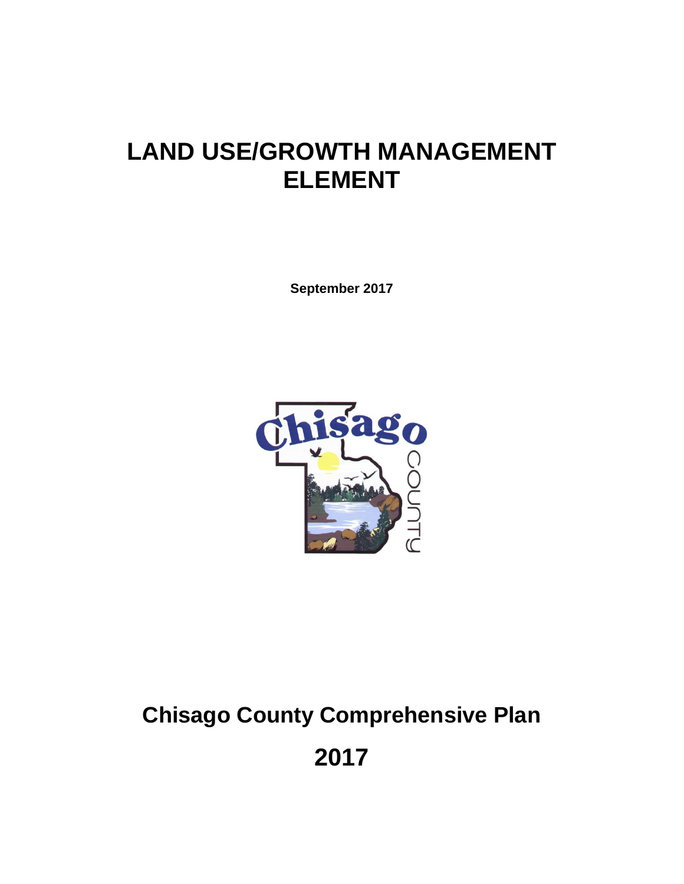# LAND USE/GROWTH MANAGEMENT ELEMENT

**September 2017**

## Chisago County Comprehensive Plan

## 2017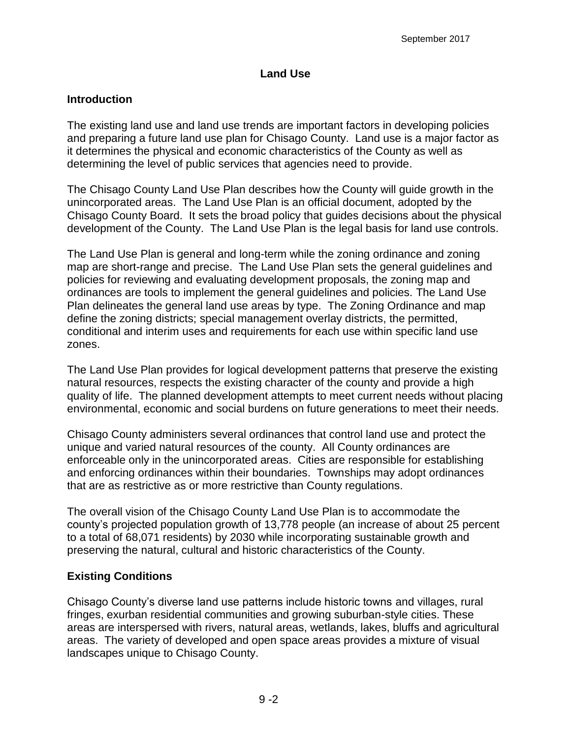## Land Use

### Introduction

The existing land use and land use trends are important factors in developing policies and preparing a future land use plan for Chisago County. Land use is a major factor as it determines the physical and economic characteristics of the County as well as determining the level of public services that agencies need to provide.

The Chisago County Land Use Plan describes how the County will guide growth in the unincorporated areas. The Land Use Plan is an official document, adopted by the Chisago County Board. It sets the broad policy that guides decisions about the physical development of the County. The Land Use Plan is the legal basis for land use controls.

The Land Use Plan is general and long-term while the zoning ordinance and zoning map are short-range and precise. The Land Use Plan sets the general guidelines and policies for reviewing and evaluating development proposals, the zoning map and ordinances are tools to implement the general guidelines and policies. The Land Use Plan delineates the general land use areas by type. The Zoning Ordinance and map define the zoning districts; special management overlay districts, the permitted, conditional and interim uses and requirements for each use within specific land use zones.

The Land Use Plan provides for logical development patterns that preserve the existing natural resources, respects the existing character of the county and provide a high quality of life. The planned development attempts to meet current needs without placing environmental, economic and social burdens on future generations to meet their needs.

Chisago County administers several ordinances that control land use and protect the unique and varied natural resources of the county. All County ordinances are enforceable only in the unincorporated areas. Cities are responsible for establishing and enforcing ordinances within their boundaries. Townships may adopt ordinances that are as restrictive as or more restrictive than County regulations.

The overall vision of the Chisago County Land Use Plan is to accommodate the county's projected population growth of 13,778 people (an increase of about 25 percent to a total of 68,071 residents) by 2030 while incorporating sustainable growth and preserving the natural, cultural and historic characteristics of the County.

### Existing Conditions

Chisago County's diverse land use patterns include historic towns and villages, rural fringes, exurban residential communities and growing suburban-style cities. These areas are interspersed with rivers, natural areas, wetlands, lakes, bluffs and agricultural areas. The variety of developed and open space areas provides a mixture of visual landscapes unique to Chisago County.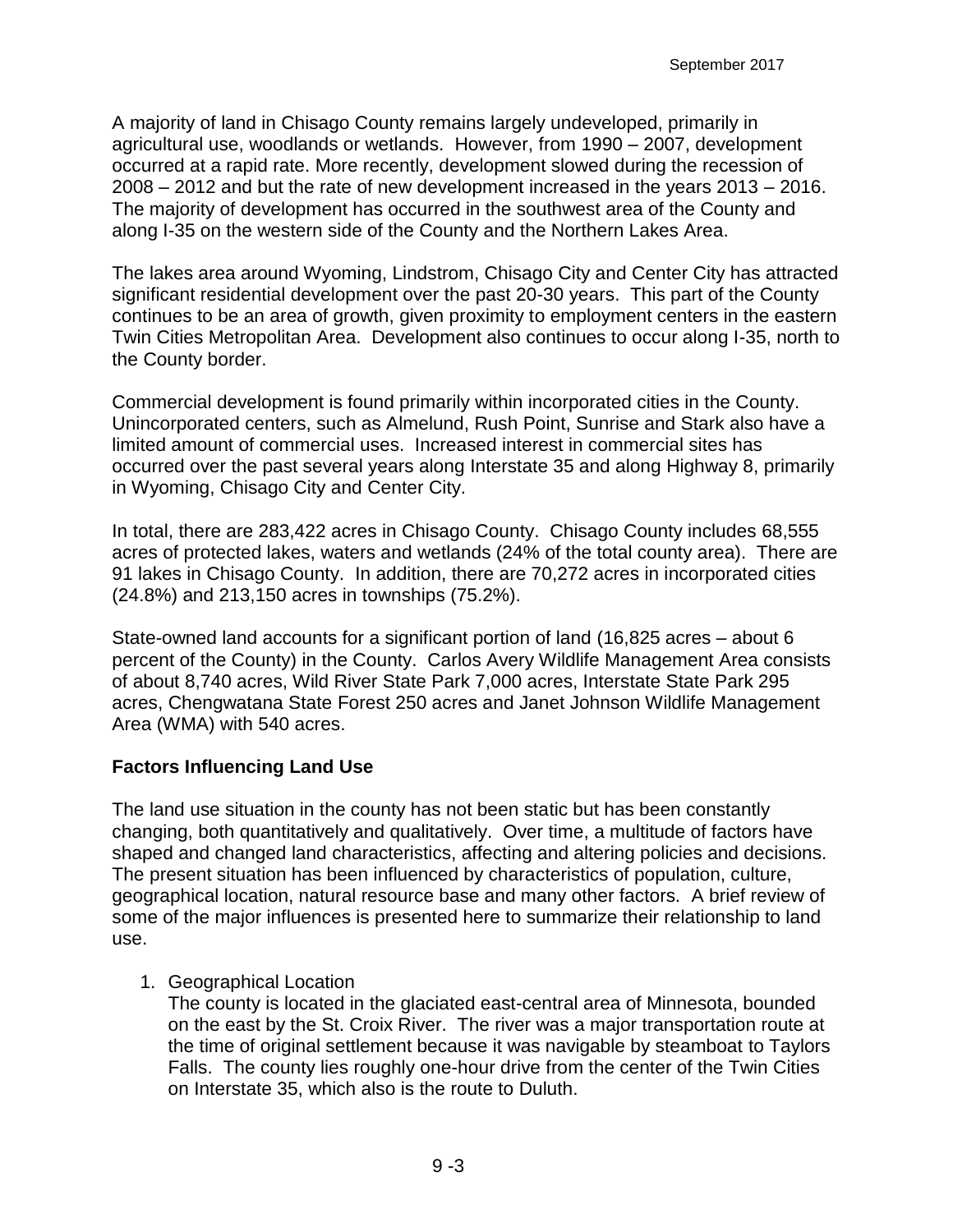A majority of land in Chisago County remains largely undeveloped, primarily in agricultural use, woodlands or wetlands. However, from 1990 – 2007, development occurred at a rapid rate. More recently, development slowed during the recession of 2008 – 2012 and but the rate of new development increased in the years 2013 – 2016. The majority of development has occurred in the southwest area of the County and along I-35 on the western side of the County and the Northern Lakes Area.

The lakes area around Wyoming, Lindstrom, Chisago City and Center City has attracted significant residential development over the past 20-30 years. This part of the County continues to be an area of growth, given proximity to employment centers in the eastern Twin Cities Metropolitan Area. Development also continues to occur along I-35, north to the County border.

Commercial development is found primarily within incorporated cities in the County. Unincorporated centers, such as Almelund, Rush Point, Sunrise and Stark also have a limited amount of commercial uses. Increased interest in commercial sites has occurred over the past several years along Interstate 35 and along Highway 8, primarily in Wyoming, Chisago City and Center City.

In total, there are 283,422 acres in Chisago County. Chisago County includes 68,555 acres of protected lakes, waters and wetlands (24% of the total county area). There are 91 lakes in Chisago County. In addition, there are 70,272 acres in incorporated cities (24.8%) and 213,150 acres in townships (75.2%).

State-owned land accounts for a significant portion of land (16,825 acres – about 6 percent of the County) in the County. Carlos Avery Wildlife Management Area consists of about 8,740 acres, Wild River State Park 7,000 acres, Interstate State Park 295 acres, Chengwatana State Forest 250 acres and Janet Johnson Wildlife Management Area (WMA) with 540 acres.

## Factors Influencing Land Use

The land use situation in the county has not been static but has been constantly changing, both quantitatively and qualitatively. Over time, a multitude of factors have shaped and changed land characteristics, affecting and altering policies and decisions. The present situation has been influenced by characteristics of population, culture, geographical location, natural resource base and many other factors. A brief review of some of the major influences is presented here to summarize their relationship to land use.

1. Geographical Location
   The county is located in the glaciated east-central area of Minnesota, bounded on the east by the St. Croix River. The river was a major transportation route at the time of original settlement because it was navigable by steamboat to Taylors Falls. The county lies roughly one-hour drive from the center of the Twin Cities on Interstate 35, which also is the route to Duluth.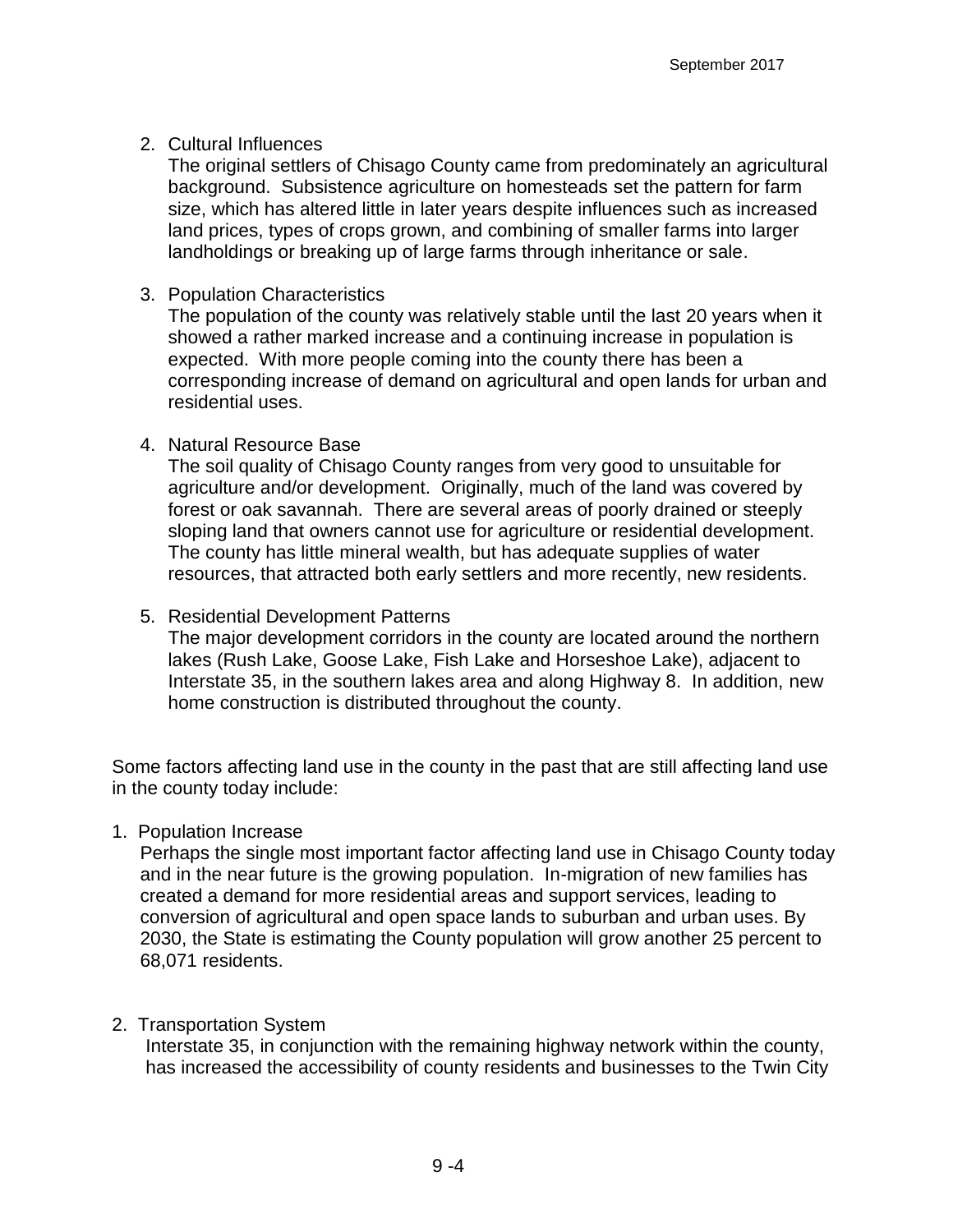2. Cultural Influences
   The original settlers of Chisago County came from predominately an agricultural background. Subsistence agriculture on homesteads set the pattern for farm size, which has altered little in later years despite influences such as increased land prices, types of crops grown, and combining of smaller farms into larger landholdings or breaking up of large farms through inheritance or sale.

3. Population Characteristics
   The population of the county was relatively stable until the last 20 years when it showed a rather marked increase and a continuing increase in population is expected. With more people coming into the county there has been a corresponding increase of demand on agricultural and open lands for urban and residential uses.

4. Natural Resource Base
   The soil quality of Chisago County ranges from very good to unsuitable for agriculture and/or development. Originally, much of the land was covered by forest or oak savannah. There are several areas of poorly drained or steeply sloping land that owners cannot use for agriculture or residential development. The county has little mineral wealth, but has adequate supplies of water resources, that attracted both early settlers and more recently, new residents.

5. Residential Development Patterns
   The major development corridors in the county are located around the northern lakes (Rush Lake, Goose Lake, Fish Lake and Horseshoe Lake), adjacent to Interstate 35, in the southern lakes area and along Highway 8. In addition, new home construction is distributed throughout the county.

Some factors affecting land use in the county in the past that are still affecting land use in the county today include:

1. Population Increase
   Perhaps the single most important factor affecting land use in Chisago County today and in the near future is the growing population. In-migration of new families has created a demand for more residential areas and support services, leading to conversion of agricultural and open space lands to suburban and urban uses. By 2030, the State is estimating the County population will grow another 25 percent to 68,071 residents.

2. Transportation System
   Interstate 35, in conjunction with the remaining highway network within the county, has increased the accessibility of county residents and businesses to the Twin City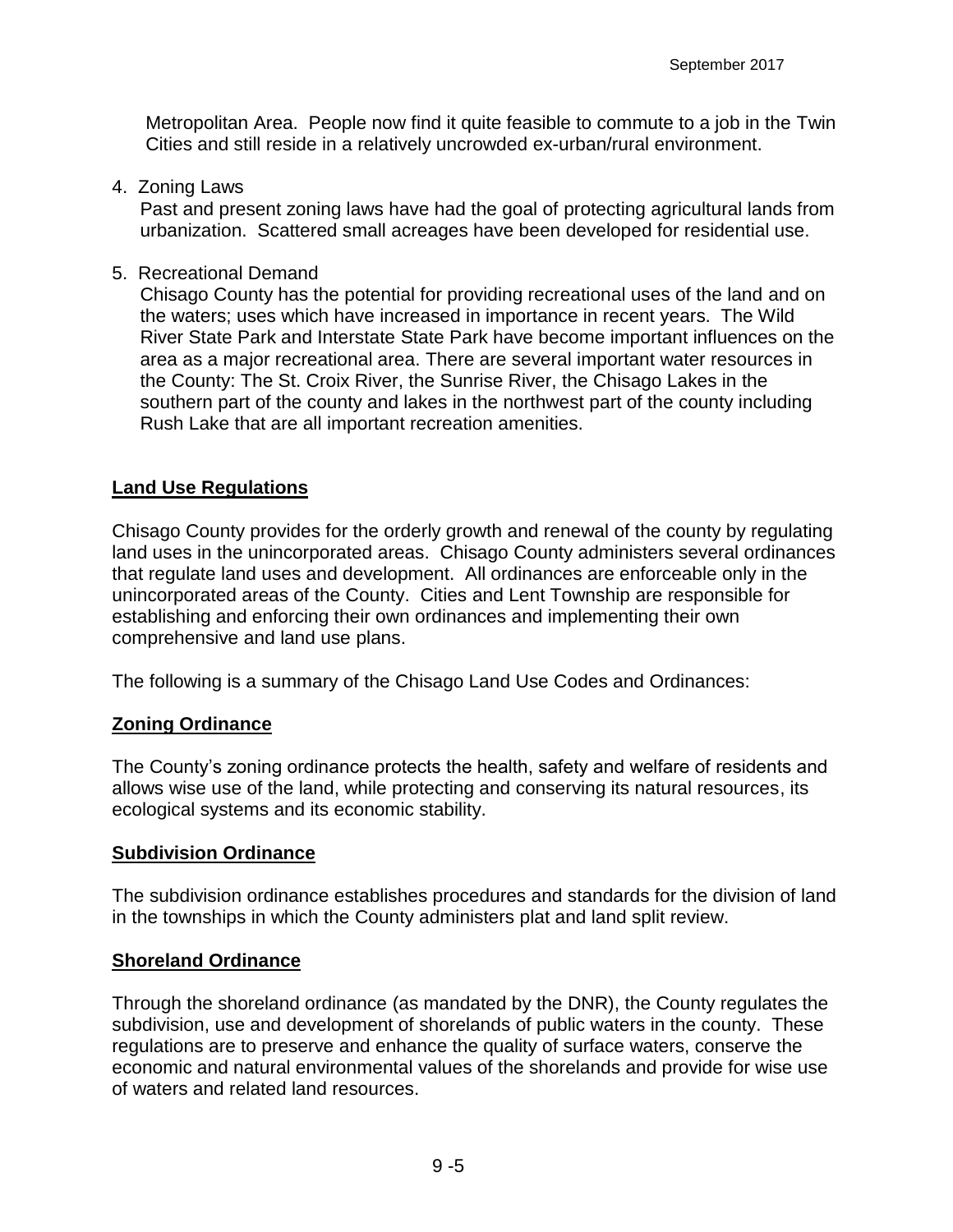Metropolitan Area. People now find it quite feasible to commute to a job in the Twin Cities and still reside in a relatively uncrowded ex-urban/rural environment.

4. Zoning Laws

   Past and present zoning laws have had the goal of protecting agricultural lands from urbanization. Scattered small acreages have been developed for residential use.

5. Recreational Demand

   Chisago County has the potential for providing recreational uses of the land and on the waters; uses which have increased in importance in recent years. The Wild River State Park and Interstate State Park have become important influences on the area as a major recreational area. There are several important water resources in the County: The St. Croix River, the Sunrise River, the Chisago Lakes in the southern part of the county and lakes in the northwest part of the county including Rush Lake that are all important recreation amenities.

## Land Use Regulations

Chisago County provides for the orderly growth and renewal of the county by regulating land uses in the unincorporated areas. Chisago County administers several ordinances that regulate land uses and development. All ordinances are enforceable only in the unincorporated areas of the County. Cities and Lent Township are responsible for establishing and enforcing their own ordinances and implementing their own comprehensive and land use plans.

The following is a summary of the Chisago Land Use Codes and Ordinances:

### Zoning Ordinance

The County's zoning ordinance protects the health, safety and welfare of residents and allows wise use of the land, while protecting and conserving its natural resources, its ecological systems and its economic stability.

### Subdivision Ordinance

The subdivision ordinance establishes procedures and standards for the division of land in the townships in which the County administers plat and land split review.

### Shoreland Ordinance

Through the shoreland ordinance (as mandated by the DNR), the County regulates the subdivision, use and development of shorelands of public waters in the county. These regulations are to preserve and enhance the quality of surface waters, conserve the economic and natural environmental values of the shorelands and provide for wise use of waters and related land resources.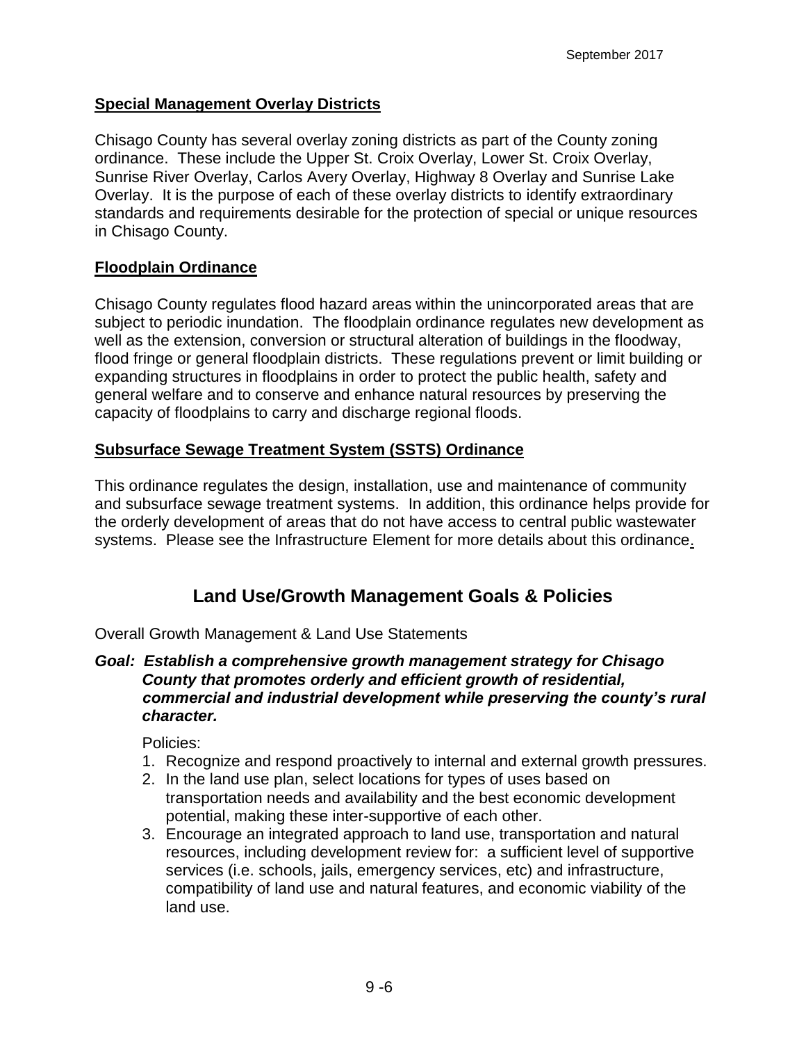### Special Management Overlay Districts

Chisago County has several overlay zoning districts as part of the County zoning ordinance. These include the Upper St. Croix Overlay, Lower St. Croix Overlay, Sunrise River Overlay, Carlos Avery Overlay, Highway 8 Overlay and Sunrise Lake Overlay. It is the purpose of each of these overlay districts to identify extraordinary standards and requirements desirable for the protection of special or unique resources in Chisago County.

### Floodplain Ordinance

Chisago County regulates flood hazard areas within the unincorporated areas that are subject to periodic inundation. The floodplain ordinance regulates new development as well as the extension, conversion or structural alteration of buildings in the floodway, flood fringe or general floodplain districts. These regulations prevent or limit building or expanding structures in floodplains in order to protect the public health, safety and general welfare and to conserve and enhance natural resources by preserving the capacity of floodplains to carry and discharge regional floods.

### Subsurface Sewage Treatment System (SSTS) Ordinance

This ordinance regulates the design, installation, use and maintenance of community and subsurface sewage treatment systems. In addition, this ordinance helps provide for the orderly development of areas that do not have access to central public wastewater systems. Please see the Infrastructure Element for more details about this ordinance.

## Land Use/Growth Management Goals & Policies

Overall Growth Management & Land Use Statements

***Goal: Establish a comprehensive growth management strategy for Chisago County that promotes orderly and efficient growth of residential, commercial and industrial development while preserving the county's rural character.***

Policies:

1. Recognize and respond proactively to internal and external growth pressures.
2. In the land use plan, select locations for types of uses based on transportation needs and availability and the best economic development potential, making these inter-supportive of each other.
3. Encourage an integrated approach to land use, transportation and natural resources, including development review for: a sufficient level of supportive services (i.e. schools, jails, emergency services, etc) and infrastructure, compatibility of land use and natural features, and economic viability of the land use.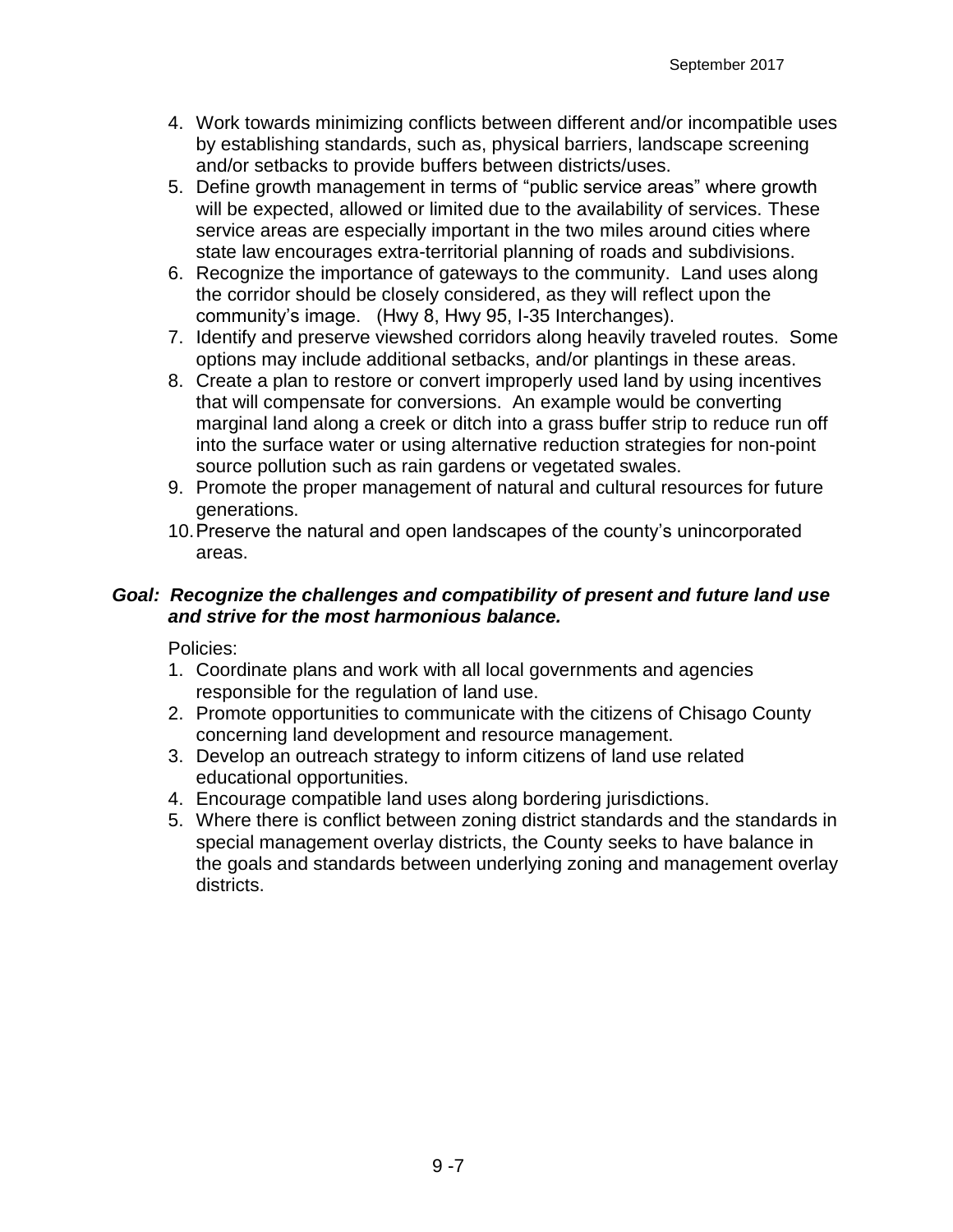4. Work towards minimizing conflicts between different and/or incompatible uses by establishing standards, such as, physical barriers, landscape screening and/or setbacks to provide buffers between districts/uses.
5. Define growth management in terms of "public service areas" where growth will be expected, allowed or limited due to the availability of services. These service areas are especially important in the two miles around cities where state law encourages extra-territorial planning of roads and subdivisions.
6. Recognize the importance of gateways to the community. Land uses along the corridor should be closely considered, as they will reflect upon the community's image. (Hwy 8, Hwy 95, I-35 Interchanges).
7. Identify and preserve viewshed corridors along heavily traveled routes. Some options may include additional setbacks, and/or plantings in these areas.
8. Create a plan to restore or convert improperly used land by using incentives that will compensate for conversions. An example would be converting marginal land along a creek or ditch into a grass buffer strip to reduce run off into the surface water or using alternative reduction strategies for non-point source pollution such as rain gardens or vegetated swales.
9. Promote the proper management of natural and cultural resources for future generations.
10. Preserve the natural and open landscapes of the county's unincorporated areas.

***Goal: Recognize the challenges and compatibility of present and future land use and strive for the most harmonious balance.***

Policies:

1. Coordinate plans and work with all local governments and agencies responsible for the regulation of land use.
2. Promote opportunities to communicate with the citizens of Chisago County concerning land development and resource management.
3. Develop an outreach strategy to inform citizens of land use related educational opportunities.
4. Encourage compatible land uses along bordering jurisdictions.
5. Where there is conflict between zoning district standards and the standards in special management overlay districts, the County seeks to have balance in the goals and standards between underlying zoning and management overlay districts.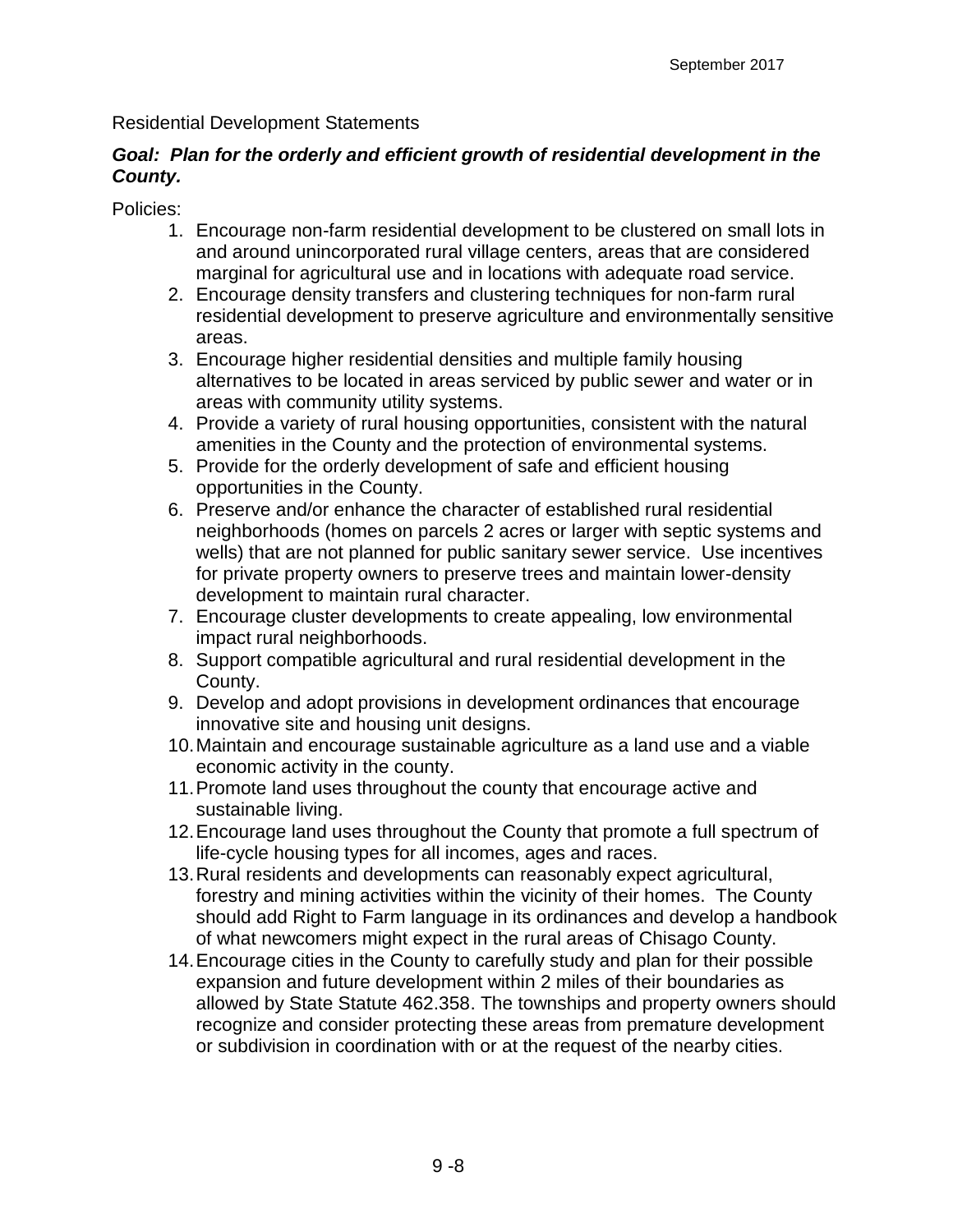Residential Development Statements

***Goal: Plan for the orderly and efficient growth of residential development in the County.***

Policies:

1. Encourage non-farm residential development to be clustered on small lots in and around unincorporated rural village centers, areas that are considered marginal for agricultural use and in locations with adequate road service.
2. Encourage density transfers and clustering techniques for non-farm rural residential development to preserve agriculture and environmentally sensitive areas.
3. Encourage higher residential densities and multiple family housing alternatives to be located in areas serviced by public sewer and water or in areas with community utility systems.
4. Provide a variety of rural housing opportunities, consistent with the natural amenities in the County and the protection of environmental systems.
5. Provide for the orderly development of safe and efficient housing opportunities in the County.
6. Preserve and/or enhance the character of established rural residential neighborhoods (homes on parcels 2 acres or larger with septic systems and wells) that are not planned for public sanitary sewer service. Use incentives for private property owners to preserve trees and maintain lower-density development to maintain rural character.
7. Encourage cluster developments to create appealing, low environmental impact rural neighborhoods.
8. Support compatible agricultural and rural residential development in the County.
9. Develop and adopt provisions in development ordinances that encourage innovative site and housing unit designs.
10. Maintain and encourage sustainable agriculture as a land use and a viable economic activity in the county.
11. Promote land uses throughout the county that encourage active and sustainable living.
12. Encourage land uses throughout the County that promote a full spectrum of life-cycle housing types for all incomes, ages and races.
13. Rural residents and developments can reasonably expect agricultural, forestry and mining activities within the vicinity of their homes. The County should add Right to Farm language in its ordinances and develop a handbook of what newcomers might expect in the rural areas of Chisago County.
14. Encourage cities in the County to carefully study and plan for their possible expansion and future development within 2 miles of their boundaries as allowed by State Statute 462.358. The townships and property owners should recognize and consider protecting these areas from premature development or subdivision in coordination with or at the request of the nearby cities.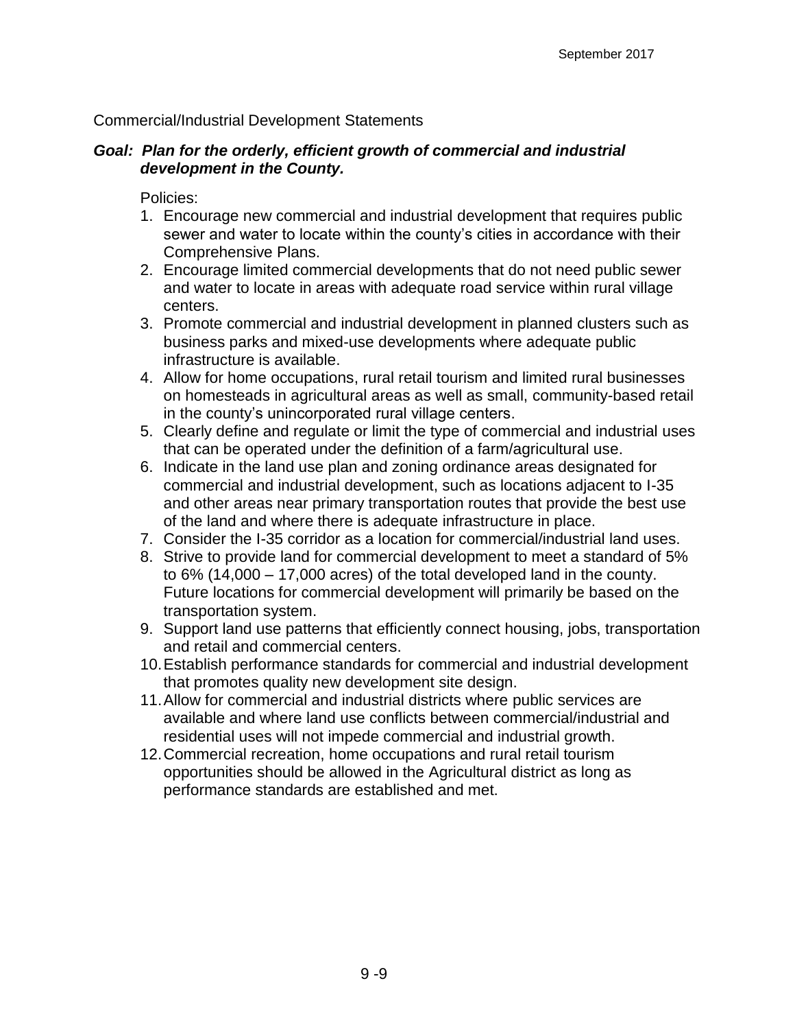Commercial/Industrial Development Statements

***Goal: Plan for the orderly, efficient growth of commercial and industrial development in the County.***

Policies:

1. Encourage new commercial and industrial development that requires public sewer and water to locate within the county's cities in accordance with their Comprehensive Plans.
2. Encourage limited commercial developments that do not need public sewer and water to locate in areas with adequate road service within rural village centers.
3. Promote commercial and industrial development in planned clusters such as business parks and mixed-use developments where adequate public infrastructure is available.
4. Allow for home occupations, rural retail tourism and limited rural businesses on homesteads in agricultural areas as well as small, community-based retail in the county's unincorporated rural village centers.
5. Clearly define and regulate or limit the type of commercial and industrial uses that can be operated under the definition of a farm/agricultural use.
6. Indicate in the land use plan and zoning ordinance areas designated for commercial and industrial development, such as locations adjacent to I-35 and other areas near primary transportation routes that provide the best use of the land and where there is adequate infrastructure in place.
7. Consider the I-35 corridor as a location for commercial/industrial land uses.
8. Strive to provide land for commercial development to meet a standard of 5% to 6% (14,000 – 17,000 acres) of the total developed land in the county. Future locations for commercial development will primarily be based on the transportation system.
9. Support land use patterns that efficiently connect housing, jobs, transportation and retail and commercial centers.
10. Establish performance standards for commercial and industrial development that promotes quality new development site design.
11. Allow for commercial and industrial districts where public services are available and where land use conflicts between commercial/industrial and residential uses will not impede commercial and industrial growth.
12. Commercial recreation, home occupations and rural retail tourism opportunities should be allowed in the Agricultural district as long as performance standards are established and met.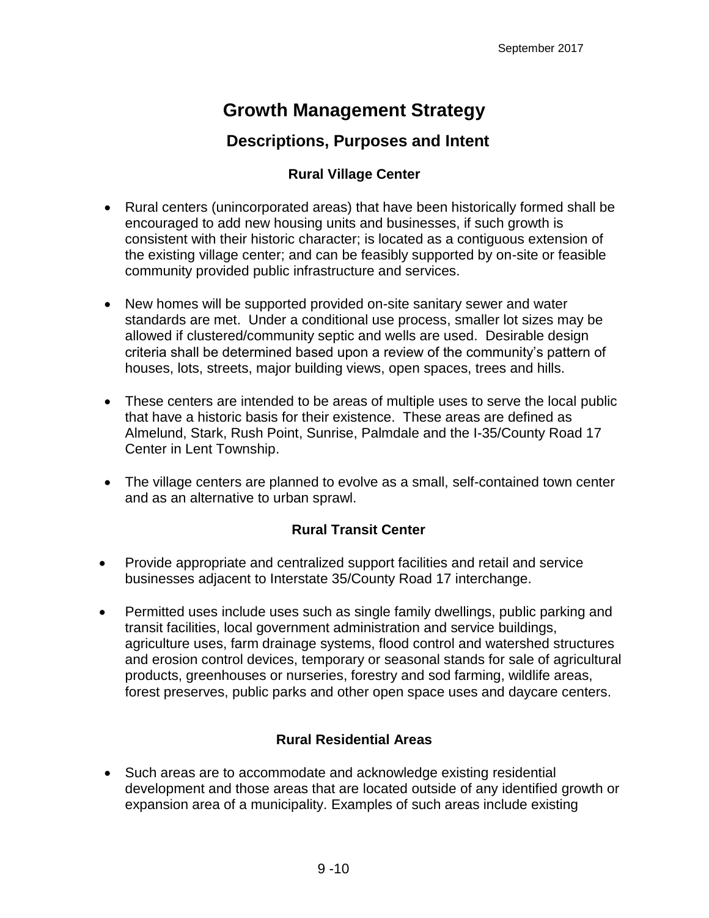# Growth Management Strategy

## Descriptions, Purposes and Intent

### Rural Village Center

- Rural centers (unincorporated areas) that have been historically formed shall be encouraged to add new housing units and businesses, if such growth is consistent with their historic character; is located as a contiguous extension of the existing village center; and can be feasibly supported by on-site or feasible community provided public infrastructure and services.
- New homes will be supported provided on-site sanitary sewer and water standards are met. Under a conditional use process, smaller lot sizes may be allowed if clustered/community septic and wells are used. Desirable design criteria shall be determined based upon a review of the community's pattern of houses, lots, streets, major building views, open spaces, trees and hills.
- These centers are intended to be areas of multiple uses to serve the local public that have a historic basis for their existence. These areas are defined as Almelund, Stark, Rush Point, Sunrise, Palmdale and the I-35/County Road 17 Center in Lent Township.
- The village centers are planned to evolve as a small, self-contained town center and as an alternative to urban sprawl.

### Rural Transit Center

- Provide appropriate and centralized support facilities and retail and service businesses adjacent to Interstate 35/County Road 17 interchange.
- Permitted uses include uses such as single family dwellings, public parking and transit facilities, local government administration and service buildings, agriculture uses, farm drainage systems, flood control and watershed structures and erosion control devices, temporary or seasonal stands for sale of agricultural products, greenhouses or nurseries, forestry and sod farming, wildlife areas, forest preserves, public parks and other open space uses and daycare centers.

### Rural Residential Areas

- Such areas are to accommodate and acknowledge existing residential development and those areas that are located outside of any identified growth or expansion area of a municipality. Examples of such areas include existing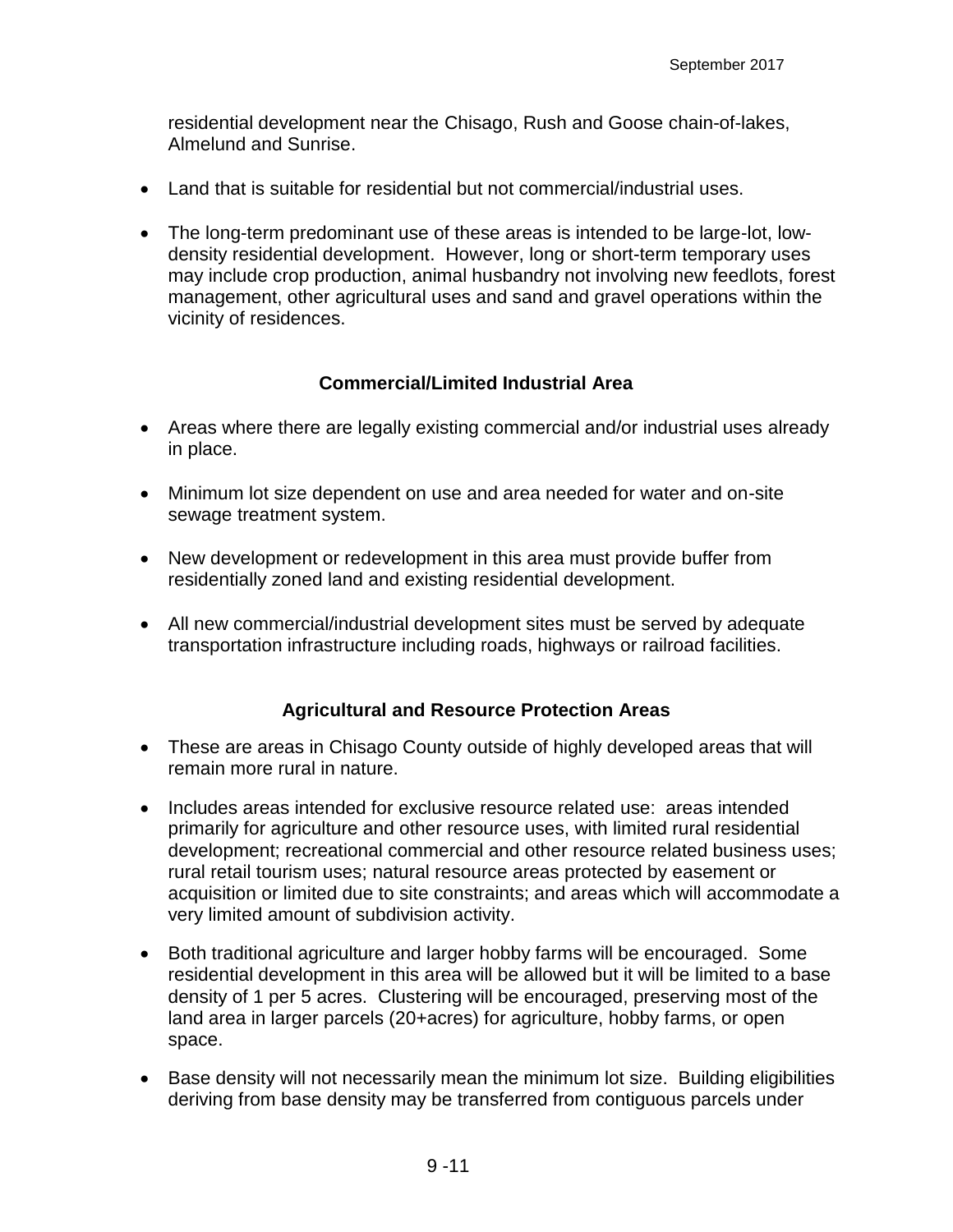residential development near the Chisago, Rush and Goose chain-of-lakes, Almelund and Sunrise.

- Land that is suitable for residential but not commercial/industrial uses.
- The long-term predominant use of these areas is intended to be large-lot, low-density residential development. However, long or short-term temporary uses may include crop production, animal husbandry not involving new feedlots, forest management, other agricultural uses and sand and gravel operations within the vicinity of residences.

### Commercial/Limited Industrial Area

- Areas where there are legally existing commercial and/or industrial uses already in place.
- Minimum lot size dependent on use and area needed for water and on-site sewage treatment system.
- New development or redevelopment in this area must provide buffer from residentially zoned land and existing residential development.
- All new commercial/industrial development sites must be served by adequate transportation infrastructure including roads, highways or railroad facilities.

### Agricultural and Resource Protection Areas

- These are areas in Chisago County outside of highly developed areas that will remain more rural in nature.
- Includes areas intended for exclusive resource related use: areas intended primarily for agriculture and other resource uses, with limited rural residential development; recreational commercial and other resource related business uses; rural retail tourism uses; natural resource areas protected by easement or acquisition or limited due to site constraints; and areas which will accommodate a very limited amount of subdivision activity.
- Both traditional agriculture and larger hobby farms will be encouraged. Some residential development in this area will be allowed but it will be limited to a base density of 1 per 5 acres. Clustering will be encouraged, preserving most of the land area in larger parcels (20+acres) for agriculture, hobby farms, or open space.
- Base density will not necessarily mean the minimum lot size. Building eligibilities deriving from base density may be transferred from contiguous parcels under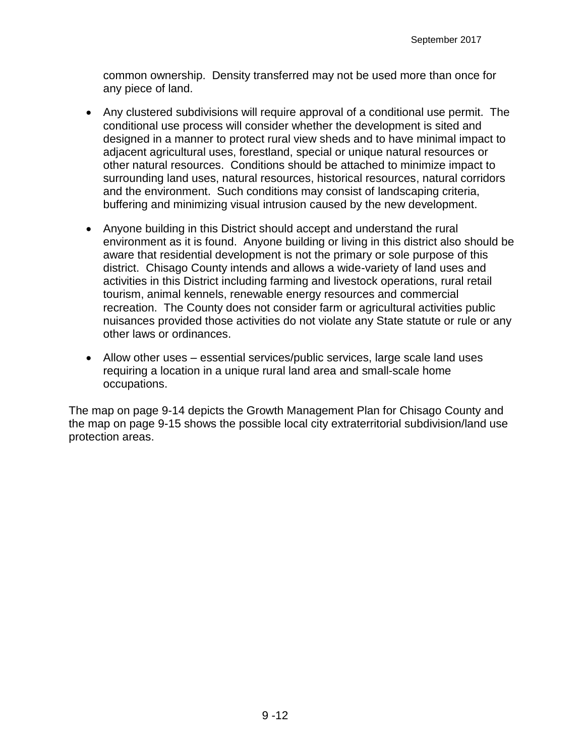common ownership.  Density transferred may not be used more than once for any piece of land.

- Any clustered subdivisions will require approval of a conditional use permit.  The conditional use process will consider whether the development is sited and designed in a manner to protect rural view sheds and to have minimal impact to adjacent agricultural uses, forestland, special or unique natural resources or other natural resources.  Conditions should be attached to minimize impact to surrounding land uses, natural resources, historical resources, natural corridors and the environment.  Such conditions may consist of landscaping criteria, buffering and minimizing visual intrusion caused by the new development.

- Anyone building in this District should accept and understand the rural environment as it is found.  Anyone building or living in this district also should be aware that residential development is not the primary or sole purpose of this district.  Chisago County intends and allows a wide-variety of land uses and activities in this District including farming and livestock operations, rural retail tourism, animal kennels, renewable energy resources and commercial recreation.  The County does not consider farm or agricultural activities public nuisances provided those activities do not violate any State statute or rule or any other laws or ordinances.

- Allow other uses – essential services/public services, large scale land uses requiring a location in a unique rural land area and small-scale home occupations.

The map on page 9-14 depicts the Growth Management Plan for Chisago County and the map on page 9-15 shows the possible local city extraterritorial subdivision/land use protection areas.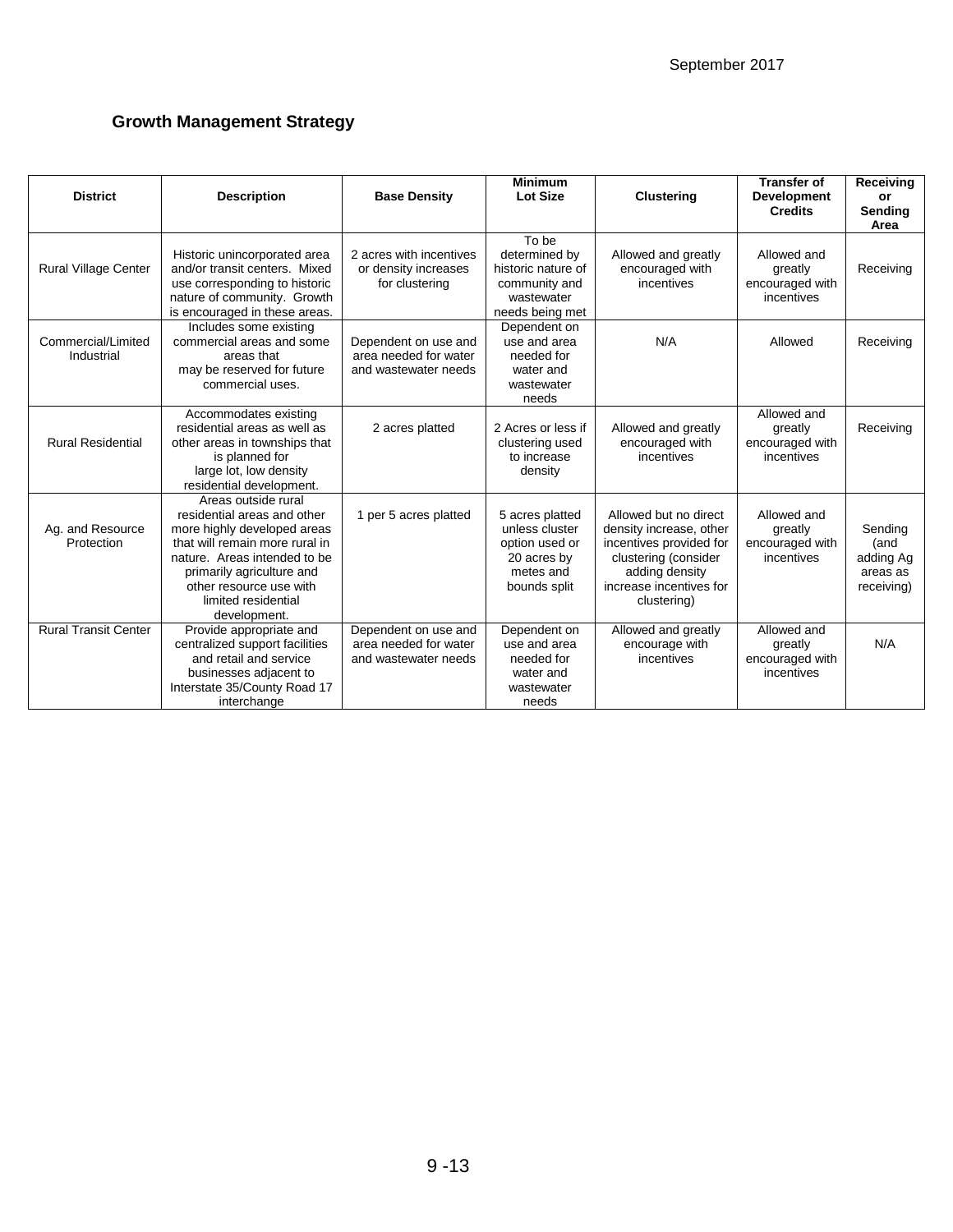## Growth Management Strategy

| District | Description | Base Density | Minimum Lot Size | Clustering | Transfer of Development Credits | Receiving or Sending Area |
|---|---|---|---|---|---|---|
| Rural Village Center | Historic unincorporated area and/or transit centers. Mixed use corresponding to historic nature of community. Growth is encouraged in these areas. | 2 acres with incentives or density increases for clustering | To be determined by historic nature of community and wastewater needs being met | Allowed and greatly encouraged with incentives | Allowed and greatly encouraged with incentives | Receiving |
| Commercial/Limited Industrial | Includes some existing commercial areas and some areas that may be reserved for future commercial uses. | Dependent on use and area needed for water and wastewater needs | Dependent on use and area needed for water and wastewater needs | N/A | Allowed | Receiving |
| Rural Residential | Accommodates existing residential areas as well as other areas in townships that is planned for large lot, low density residential development. | 2 acres platted | 2 Acres or less if clustering used to increase density | Allowed and greatly encouraged with incentives | Allowed and greatly encouraged with incentives | Receiving |
| Ag. and Resource Protection | Areas outside rural residential areas and other more highly developed areas that will remain more rural in nature. Areas intended to be primarily agriculture and other resource use with limited residential development. | 1 per 5 acres platted | 5 acres platted unless cluster option used or 20 acres by metes and bounds split | Allowed but no direct density increase, other incentives provided for clustering (consider adding density increase incentives for clustering) | Allowed and greatly encouraged with incentives | Sending (and adding Ag areas as receiving) |
| Rural Transit Center | Provide appropriate and centralized support facilities and retail and service businesses adjacent to Interstate 35/County Road 17 interchange | Dependent on use and area needed for water and wastewater needs | Dependent on use and area needed for water and wastewater needs | Allowed and greatly encourage with incentives | Allowed and greatly encouraged with incentives | N/A |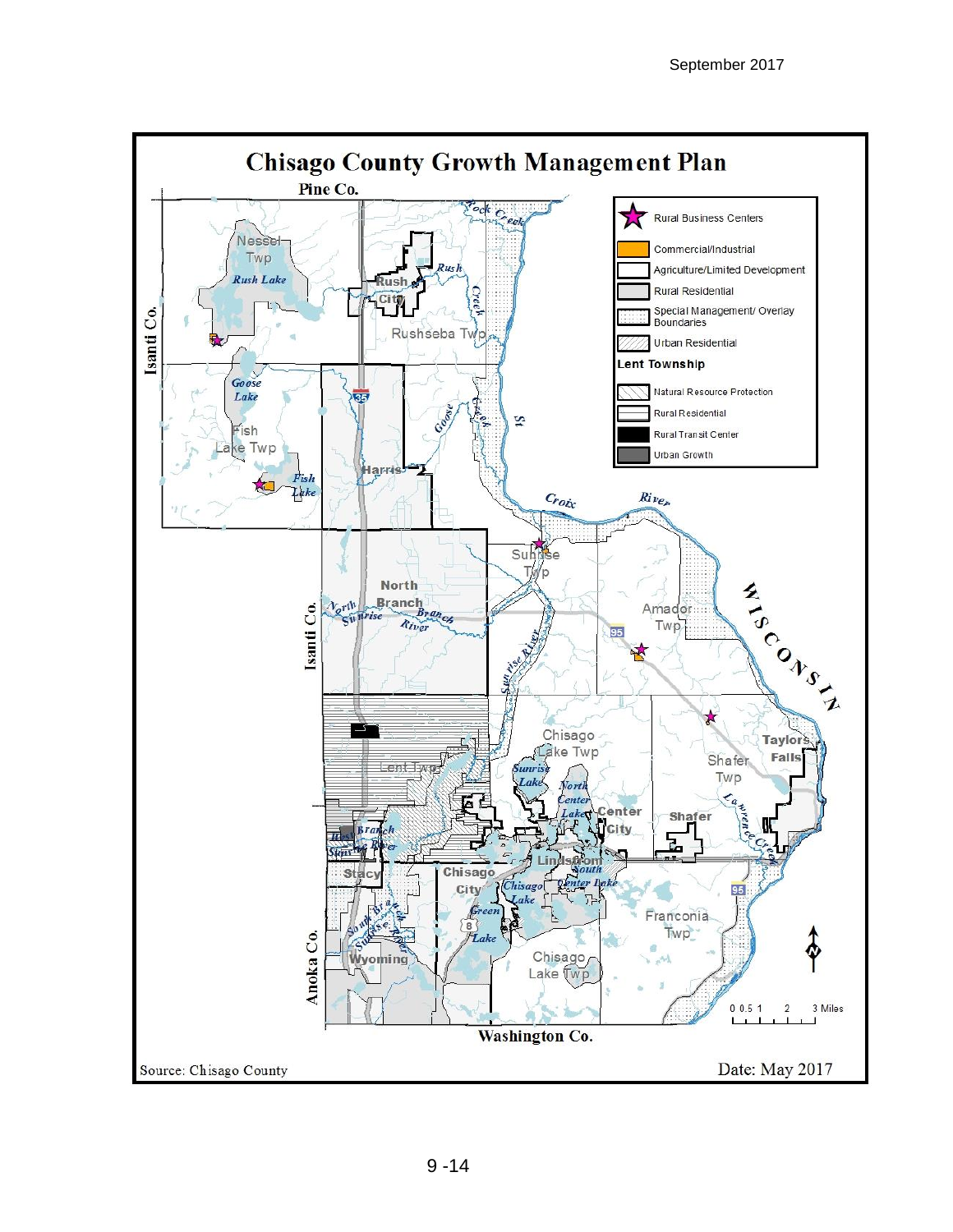# Chisago County Growth Management Plan

| Legend | |
|---|---|
| ★ | Rural Business Centers |
| | Commercial/Industrial |
| | Agriculture/Limited Development |
| | Rural Residential |
| | Special Management/ Overlay Boundaries |
| | Urban Residential |
| **Lent Township** | |
| | Natural Resource Protection |
| | Rural Residential |
| | Rural Transit Center |
| | Urban Growth |

Pine Co. · Isanti Co. · Anoka Co. · Washington Co. · WISCONSIN

Nessel Twp · Rush Lake · Rush City · Rush Creek · Rock Creek · Rushseba Twp · Goose Lake · Fish Lake Twp · Fish Lake · Harris · Goose Creek · St Croix River · Sunrise Twp · North Branch · North Branch Sunrise River · Sunrise River · Amador Twp · Chisago Lake Twp · Lent Twp · Sunrise Lake · North Center Lake · Center City · Shafer · Shafer Twp · Taylors Falls · Lawrence Creek · West Branch Sunrise River · Stacy · Chisago City · Lindstrom · South Center Lake · Chisago Lake · Green Lake · South Branch Sunrise River · Wyoming · Franconia Twp · Chisago Lake Twp

0 0.5 1 2 3 Miles

Source: Chisago County

Date: May 2017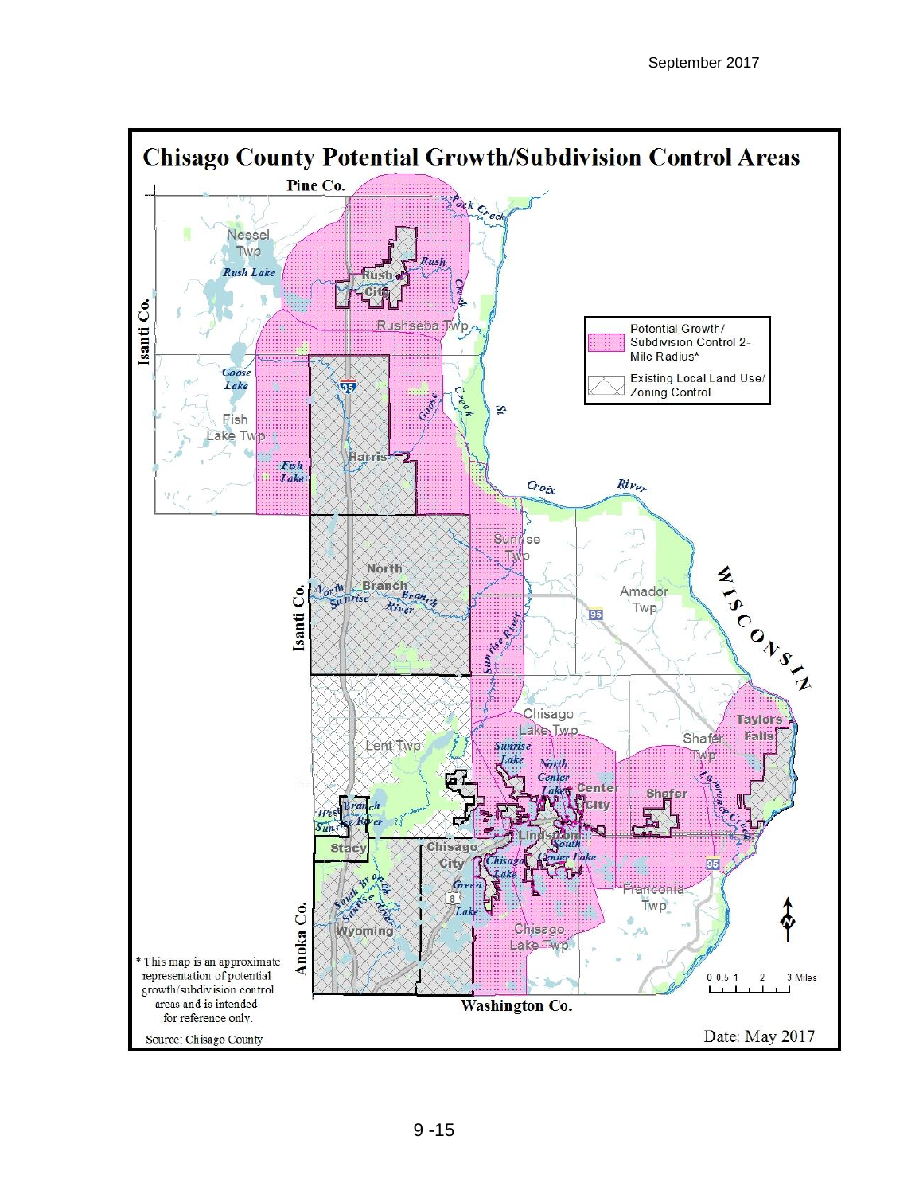# Chisago County Potential Growth/Subdivision Control Areas

Pine Co.

Isanti Co.

Anoka Co.

Washington Co.

WISCONSIN

Nessel Twp

Rush Lake

Rush City

Rushseba Twp

Goose Lake

Fish Lake Twp

Fish Lake

Harris

North Branch

Sunrise Twp

Amador Twp

Chisago Lake Twp

Lent Twp

Stacy

Chisago City

Wyoming

Center City

Lindstrom

Shafer

Shafer Twp

Taylors Falls

Franconia Twp

Chisago Lake Twp

Rock Creek

Rush Creek

Goose Creek

St. Croix River

North Branch Sunrise River

Sunrise River

West Branch Sunrise River

South Branch Sunrise River

Sunrise Lake

North Center Lake

South Center Lake

Chisago Lake

Green Lake

Lawrence Creek

35

95

8

Potential Growth/ Subdivision Control 2-Mile Radius*

Existing Local Land Use/ Zoning Control

0 0.5 1 2 3 Miles

N

* This map is an approximate representation of potential growth/subdivision control areas and is intended for reference only.

Source: Chisago County

Date: May 2017